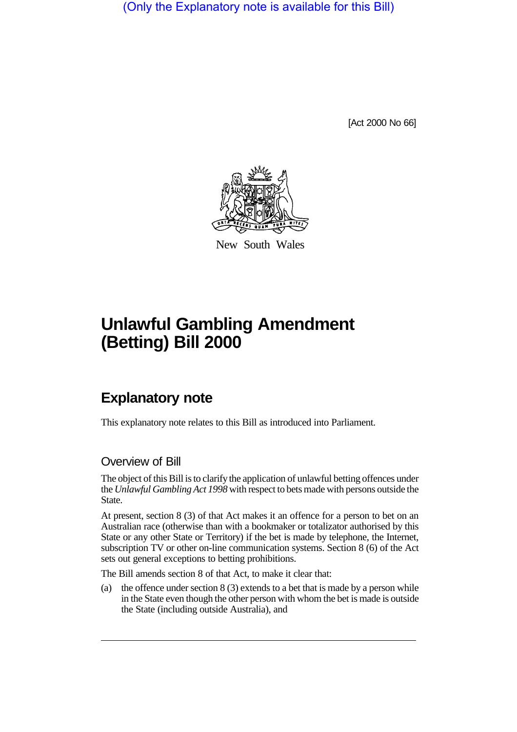(Only the Explanatory note is available for this Bill)

[Act 2000 No 66]

New South Wales

# Unlawful Gambling Amendment (Betting) Bill 2000

## Explanatory note

This explanatory note relates to this Bill as introduced into Parliament.

### Overview of Bill

The object of this Bill is to clarify the application of unlawful betting offences under the *Unlawful Gambling Act 1998* with respect to bets made with persons outside the State.

At present, section 8 (3) of that Act makes it an offence for a person to bet on an Australian race (otherwise than with a bookmaker or totalizator authorised by this State or any other State or Territory) if the bet is made by telephone, the Internet, subscription TV or other on-line communication systems. Section 8 (6) of the Act sets out general exceptions to betting prohibitions.

The Bill amends section 8 of that Act, to make it clear that:

(a) the offence under section 8 (3) extends to a bet that is made by a person while in the State even though the other person with whom the bet is made is outside the State (including outside Australia), and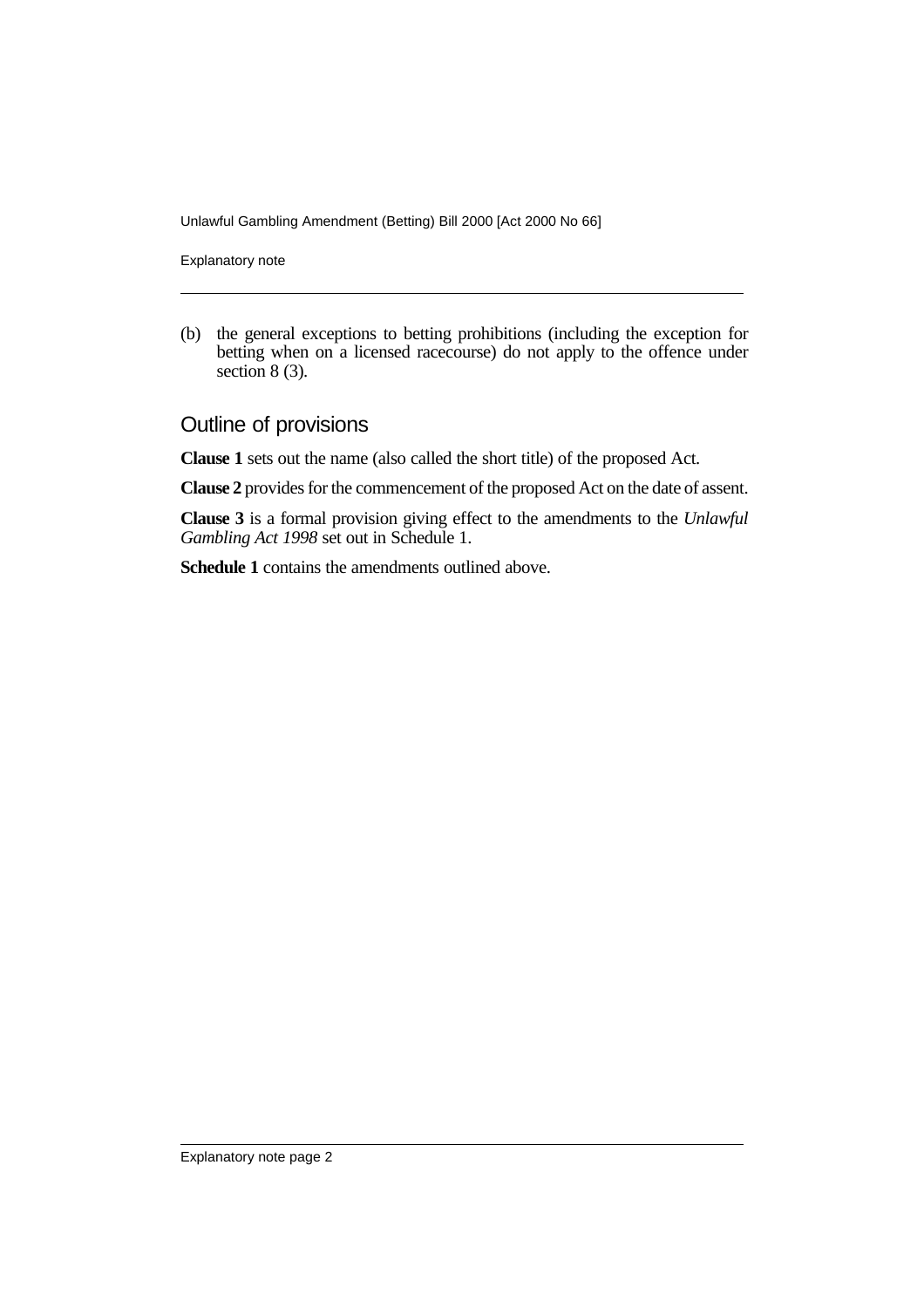(b) the general exceptions to betting prohibitions (including the exception for betting when on a licensed racecourse) do not apply to the offence under section 8 (3).

## Outline of provisions

**Clause 1** sets out the name (also called the short title) of the proposed Act.

**Clause 2** provides for the commencement of the proposed Act on the date of assent.

**Clause 3** is a formal provision giving effect to the amendments to the *Unlawful Gambling Act 1998* set out in Schedule 1.

**Schedule 1** contains the amendments outlined above.